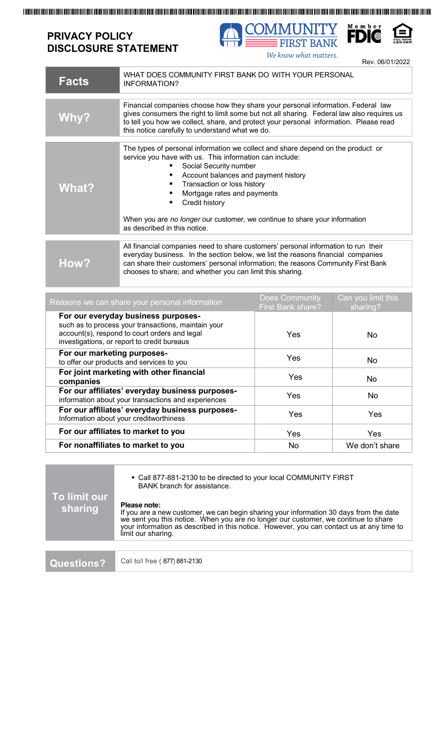# PRIVACY POLICY DISCLOSURE STATEMENT

COMMUNITY FIRST BANK
*We know what matters.*

Rev. 06/01/2022

| | |
|---|---|
| **Facts** | WHAT DOES COMMUNITY FIRST BANK DO WITH YOUR PERSONAL INFORMATION? |
| **Why?** | Financial companies choose how they share your personal information. Federal law gives consumers the right to limit some but not all sharing. Federal law also requires us to tell you how we collect, share, and protect your personal information. Please read this notice carefully to understand what we do. |
| **What?** | The types of personal information we collect and share depend on the product or service you have with us. This information can include:<br>▪ Social Security number<br>▪ Account balances and payment history<br>▪ Transaction or loss history<br>▪ Mortgage rates and payments<br>▪ Credit history<br><br>When you are *no longer* our customer, we continue to share your information as described in this notice. |
| **How?** | All financial companies need to share customers' personal information to run their everyday business. In the section below, we list the reasons financial companies can share their customers' personal information; the reasons Community First Bank chooses to share; and whether you can limit this sharing. |

| Reasons we can share your personal information | Does Community First Bank share? | Can you limit this sharing? |
|---|---|---|
| **For our everyday business purposes-** such as to process your transactions, maintain your account(s), respond to court orders and legal investigations, or report to credit bureaus | Yes | No |
| **For our marketing purposes-** to offer our products and services to you | Yes | No |
| **For joint marketing with other financial companies** | Yes | No |
| **For our affiliates' everyday business purposes-** information about your transactions and experiences | Yes | No |
| **For our affiliates' everyday business purposes-** Information about your creditworthiness | Yes | Yes |
| **For our affiliates to market to you** | Yes | Yes |
| **For nonaffiliates to market to you** | No | We don't share |

| | |
|---|---|
| **To limit our sharing** | ▪ Call 877-881-2130 to be directed to your local COMMUNITY FIRST BANK branch for assistance.<br><br>**Please note:**<br>If you are a new customer, we can begin sharing your information 30 days from the date we sent you this notice. When you are no longer our customer, we continue to share your information as described in this notice. However, you can contact us at any time to limit our sharing. |
| **Questions?** | Call toll free ( 877) 881-2130 |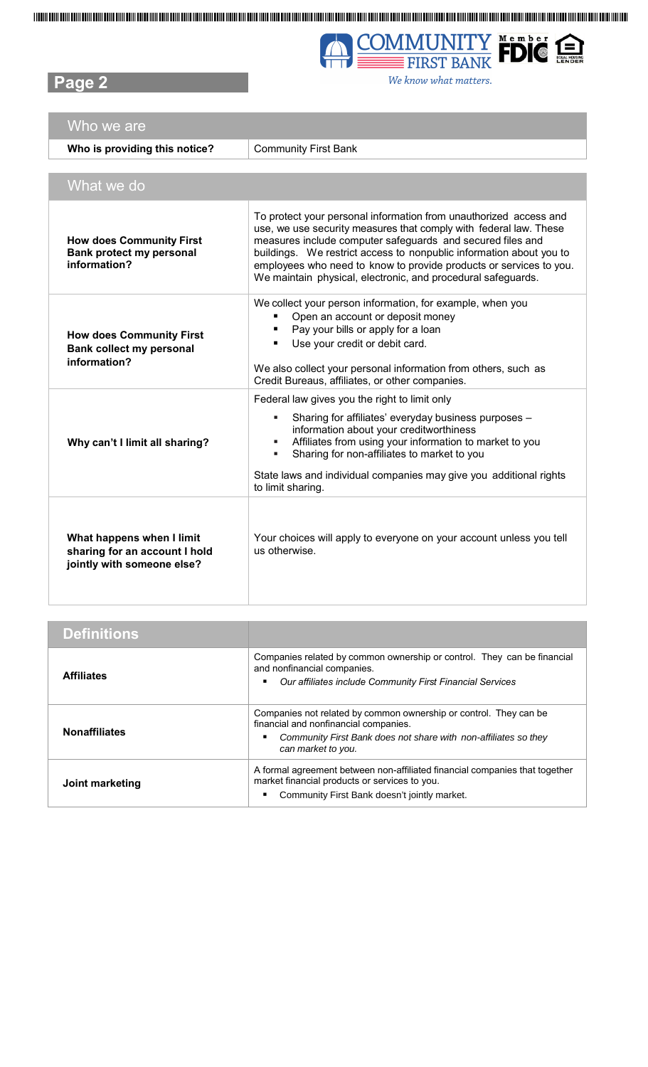## Page 2

| Who we are | |
|---|---|
| **Who is providing this notice?** | Community First Bank |

| What we do | |
|---|---|
| **How does Community First Bank protect my personal information?** | To protect your personal information from unauthorized access and use, we use security measures that comply with federal law. These measures include computer safeguards and secured files and buildings. We restrict access to nonpublic information about you to employees who need to know to provide products or services to you. We maintain physical, electronic, and procedural safeguards. |
| **How does Community First Bank collect my personal information?** | We collect your person information, for example, when you<br>▪ Open an account or deposit money<br>▪ Pay your bills or apply for a loan<br>▪ Use your credit or debit card.<br><br>We also collect your personal information from others, such as Credit Bureaus, affiliates, or other companies. |
| **Why can't I limit all sharing?** | Federal law gives you the right to limit only<br>▪ Sharing for affiliates' everyday business purposes – information about your creditworthiness<br>▪ Affiliates from using your information to market to you<br>▪ Sharing for non-affiliates to market to you<br><br>State laws and individual companies may give you additional rights to limit sharing. |
| **What happens when I limit sharing for an account I hold jointly with someone else?** | Your choices will apply to everyone on your account unless you tell us otherwise. |

| **Definitions** | |
|---|---|
| **Affiliates** | Companies related by common ownership or control. They can be financial and nonfinancial companies.<br>▪ *Our affiliates include Community First Financial Services* |
| **Nonaffiliates** | Companies not related by common ownership or control. They can be financial and nonfinancial companies.<br>▪ *Community First Bank does not share with non-affiliates so they can market to you.* |
| **Joint marketing** | A formal agreement between non-affiliated financial companies that together market financial products or services to you.<br>▪ Community First Bank doesn't jointly market. |